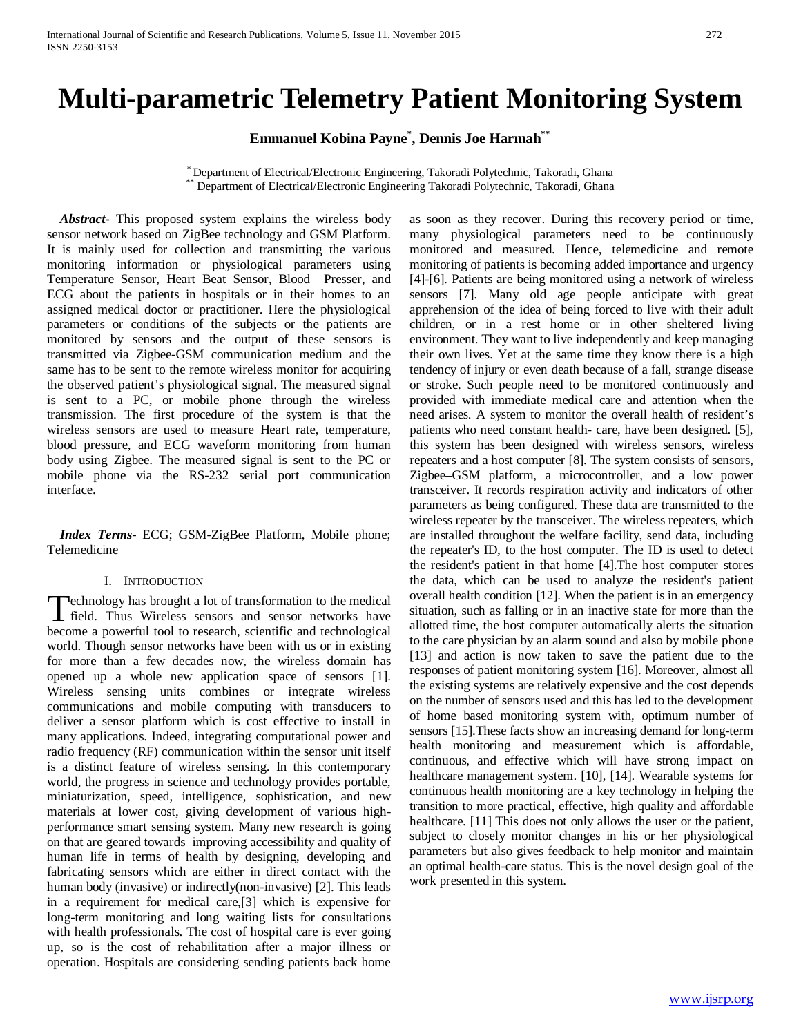# Multi-parametric Telemetry Patient Monitoring System

**Emmanuel Kobina Payne[*], Dennis Joe Harmah[**]**

[*] Department of Electrical/Electronic Engineering, Takoradi Polytechnic, Takoradi, Ghana
[**] Department of Electrical/Electronic Engineering Takoradi Polytechnic, Takoradi, Ghana

***Abstract-*** This proposed system explains the wireless body sensor network based on ZigBee technology and GSM Platform. It is mainly used for collection and transmitting the various monitoring information or physiological parameters using Temperature Sensor, Heart Beat Sensor, Blood Presser, and ECG about the patients in hospitals or in their homes to an assigned medical doctor or practitioner. Here the physiological parameters or conditions of the subjects or the patients are monitored by sensors and the output of these sensors is transmitted via Zigbee-GSM communication medium and the same has to be sent to the remote wireless monitor for acquiring the observed patient's physiological signal. The measured signal is sent to a PC, or mobile phone through the wireless transmission. The first procedure of the system is that the wireless sensors are used to measure Heart rate, temperature, blood pressure, and ECG waveform monitoring from human body using Zigbee. The measured signal is sent to the PC or mobile phone via the RS-232 serial port communication interface.

***Index Terms*-** ECG; GSM-ZigBee Platform, Mobile phone; Telemedicine

## I. Introduction

Technology has brought a lot of transformation to the medical field. Thus Wireless sensors and sensor networks have become a powerful tool to research, scientific and technological world. Though sensor networks have been with us or in existing for more than a few decades now, the wireless domain has opened up a whole new application space of sensors [1]. Wireless sensing units combines or integrate wireless communications and mobile computing with transducers to deliver a sensor platform which is cost effective to install in many applications. Indeed, integrating computational power and radio frequency (RF) communication within the sensor unit itself is a distinct feature of wireless sensing. In this contemporary world, the progress in science and technology provides portable, miniaturization, speed, intelligence, sophistication, and new materials at lower cost, giving development of various high-performance smart sensing system. Many new research is going on that are geared towards improving accessibility and quality of human life in terms of health by designing, developing and fabricating sensors which are either in direct contact with the human body (invasive) or indirectly(non-invasive) [2]. This leads in a requirement for medical care,[3] which is expensive for long-term monitoring and long waiting lists for consultations with health professionals. The cost of hospital care is ever going up, so is the cost of rehabilitation after a major illness or operation. Hospitals are considering sending patients back home as soon as they recover. During this recovery period or time, many physiological parameters need to be continuously monitored and measured. Hence, telemedicine and remote monitoring of patients is becoming added importance and urgency [4]-[6]. Patients are being monitored using a network of wireless sensors [7]. Many old age people anticipate with great apprehension of the idea of being forced to live with their adult children, or in a rest home or in other sheltered living environment. They want to live independently and keep managing their own lives. Yet at the same time they know there is a high tendency of injury or even death because of a fall, strange disease or stroke. Such people need to be monitored continuously and provided with immediate medical care and attention when the need arises. A system to monitor the overall health of resident's patients who need constant health- care, have been designed. [5], this system has been designed with wireless sensors, wireless repeaters and a host computer [8]. The system consists of sensors, Zigbee–GSM platform, a microcontroller, and a low power transceiver. It records respiration activity and indicators of other parameters as being configured. These data are transmitted to the wireless repeater by the transceiver. The wireless repeaters, which are installed throughout the welfare facility, send data, including the repeater's ID, to the host computer. The ID is used to detect the resident's patient in that home [4].The host computer stores the data, which can be used to analyze the resident's patient overall health condition [12]. When the patient is in an emergency situation, such as falling or in an inactive state for more than the allotted time, the host computer automatically alerts the situation to the care physician by an alarm sound and also by mobile phone [13] and action is now taken to save the patient due to the responses of patient monitoring system [16]. Moreover, almost all the existing systems are relatively expensive and the cost depends on the number of sensors used and this has led to the development of home based monitoring system with, optimum number of sensors [15].These facts show an increasing demand for long-term health monitoring and measurement which is affordable, continuous, and effective which will have strong impact on healthcare management system. [10], [14]. Wearable systems for continuous health monitoring are a key technology in helping the transition to more practical, effective, high quality and affordable healthcare. [11] This does not only allows the user or the patient, subject to closely monitor changes in his or her physiological parameters but also gives feedback to help monitor and maintain an optimal health-care status. This is the novel design goal of the work presented in this system.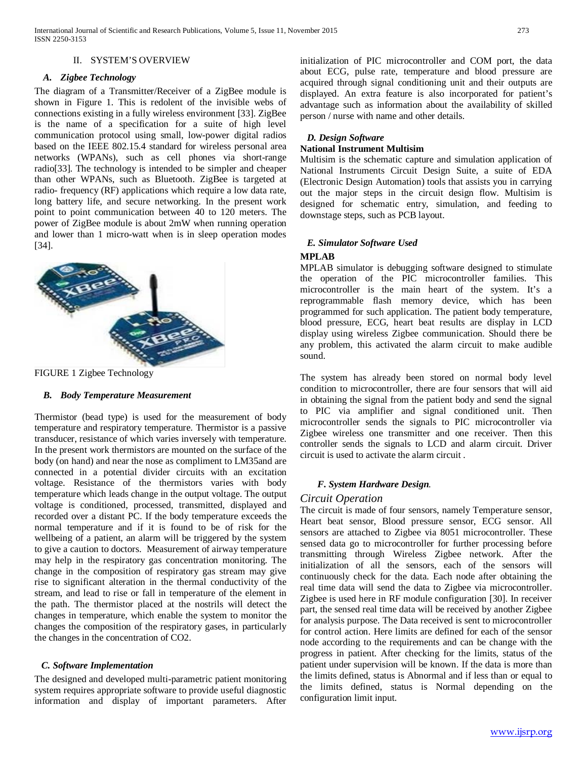## II. SYSTEM'S OVERVIEW

### *A. Zigbee Technology*

The diagram of a Transmitter/Receiver of a ZigBee module is shown in Figure 1. This is redolent of the invisible webs of connections existing in a fully wireless environment [33]. ZigBee is the name of a specification for a suite of high level communication protocol using small, low-power digital radios based on the IEEE 802.15.4 standard for wireless personal area networks (WPANs), such as cell phones via short-range radio[33]. The technology is intended to be simpler and cheaper than other WPANs, such as Bluetooth. ZigBee is targeted at radio- frequency (RF) applications which require a low data rate, long battery life, and secure networking. In the present work point to point communication between 40 to 120 meters. The power of ZigBee module is about 2mW when running operation and lower than 1 micro-watt when is in sleep operation modes [34].

FIGURE 1 Zigbee Technology

### *B. Body Temperature Measurement*

Thermistor (bead type) is used for the measurement of body temperature and respiratory temperature. Thermistor is a passive transducer, resistance of which varies inversely with temperature. In the present work thermistors are mounted on the surface of the body (on hand) and near the nose as compliment to LM35and are connected in a potential divider circuits with an excitation voltage. Resistance of the thermistors varies with body temperature which leads change in the output voltage. The output voltage is conditioned, processed, transmitted, displayed and recorded over a distant PC. If the body temperature exceeds the normal temperature and if it is found to be of risk for the wellbeing of a patient, an alarm will be triggered by the system to give a caution to doctors. Measurement of airway temperature may help in the respiratory gas concentration monitoring. The change in the composition of respiratory gas stream may give rise to significant alteration in the thermal conductivity of the stream, and lead to rise or fall in temperature of the element in the path. The thermistor placed at the nostrils will detect the changes in temperature, which enable the system to monitor the changes the composition of the respiratory gases, in particularly the changes in the concentration of $CO_2$.

### *C. Software Implementation*

The designed and developed multi-parametric patient monitoring system requires appropriate software to provide useful diagnostic information and display of important parameters. After initialization of PIC microcontroller and COM port, the data about ECG, pulse rate, temperature and blood pressure are acquired through signal conditioning unit and their outputs are displayed. An extra feature is also incorporated for patient's advantage such as information about the availability of skilled person / nurse with name and other details.

### *D. Design Software*

**National Instrument Multisim**

Multisim is the schematic capture and simulation application of National Instruments Circuit Design Suite, a suite of EDA (Electronic Design Automation) tools that assists you in carrying out the major steps in the circuit design flow. Multisim is designed for schematic entry, simulation, and feeding to downstage steps, such as PCB layout.

### *E. Simulator Software Used*

**MPLAB**

MPLAB simulator is debugging software designed to stimulate the operation of the PIC microcontroller families. This microcontroller is the main heart of the system. It's a reprogrammable flash memory device, which has been programmed for such application. The patient body temperature, blood pressure, ECG, heart beat results are display in LCD display using wireless Zigbee communication. Should there be any problem, this activated the alarm circuit to make audible sound.

The system has already been stored on normal body level condition to microcontroller, there are four sensors that will aid in obtaining the signal from the patient body and send the signal to PIC via amplifier and signal conditioned unit. Then microcontroller sends the signals to PIC microcontroller via Zigbee wireless one transmitter and one receiver. Then this controller sends the signals to LCD and alarm circuit. Driver circuit is used to activate the alarm circuit .

### *F. System Hardware Design.*

*Circuit Operation*

The circuit is made of four sensors, namely Temperature sensor, Heart beat sensor, Blood pressure sensor, ECG sensor. All sensors are attached to Zigbee via 8051 microcontroller. These sensed data go to microcontroller for further processing before transmitting through Wireless Zigbee network. After the initialization of all the sensors, each of the sensors will continuously check for the data. Each node after obtaining the real time data will send the data to Zigbee via microcontroller. Zigbee is used here in RF module configuration [30]. In receiver part, the sensed real time data will be received by another Zigbee for analysis purpose. The Data received is sent to microcontroller for control action. Here limits are defined for each of the sensor node according to the requirements and can be change with the progress in patient. After checking for the limits, status of the patient under supervision will be known. If the data is more than the limits defined, status is Abnormal and if less than or equal to the limits defined, status is Normal depending on the configuration limit input.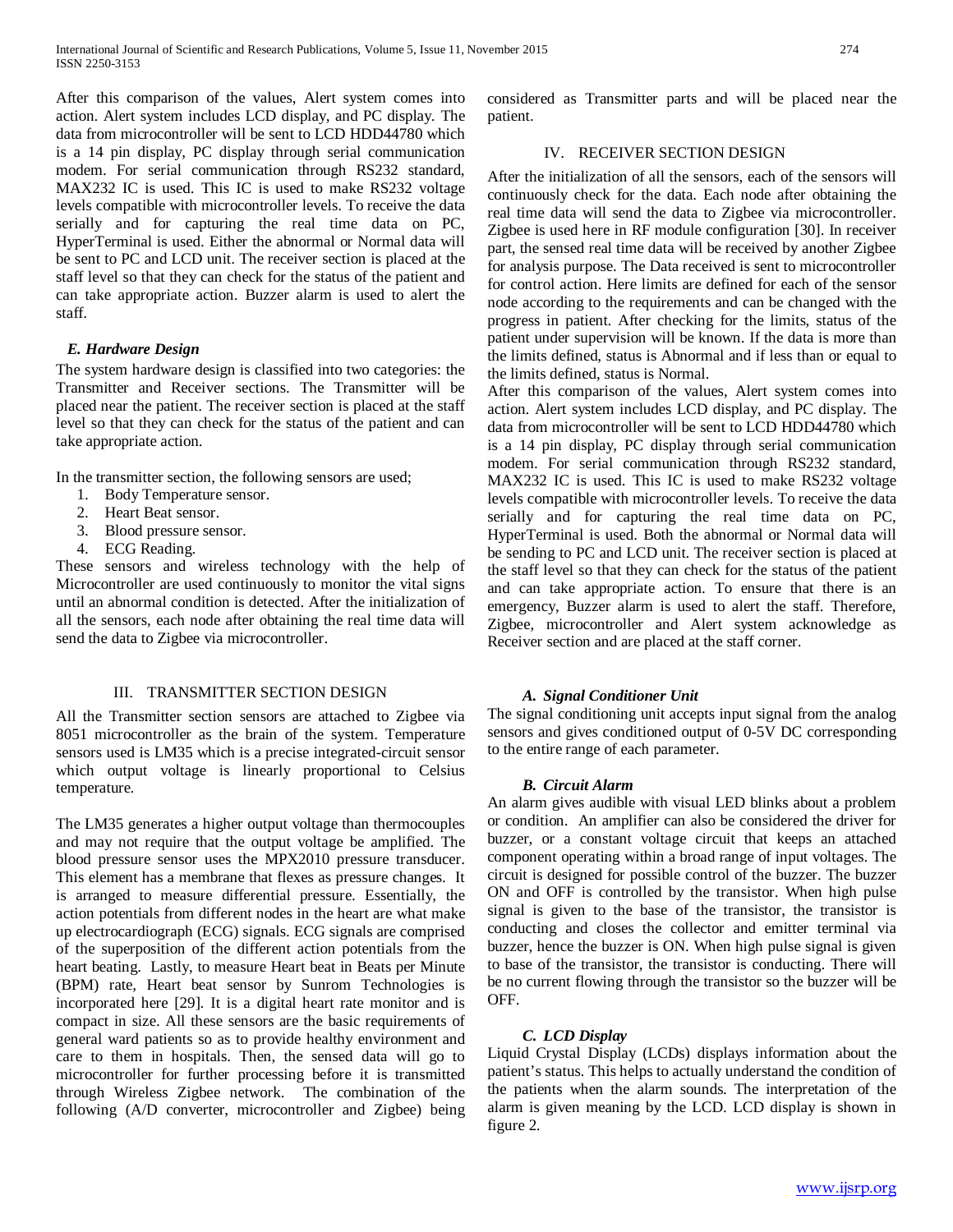After this comparison of the values, Alert system comes into action. Alert system includes LCD display, and PC display. The data from microcontroller will be sent to LCD HDD44780 which is a 14 pin display, PC display through serial communication modem. For serial communication through RS232 standard, MAX232 IC is used. This IC is used to make RS232 voltage levels compatible with microcontroller levels. To receive the data serially and for capturing the real time data on PC, HyperTerminal is used. Either the abnormal or Normal data will be sent to PC and LCD unit. The receiver section is placed at the staff level so that they can check for the status of the patient and can take appropriate action. Buzzer alarm is used to alert the staff.

### *E. Hardware Design*

The system hardware design is classified into two categories: the Transmitter and Receiver sections. The Transmitter will be placed near the patient. The receiver section is placed at the staff level so that they can check for the status of the patient and can take appropriate action.

In the transmitter section, the following sensors are used;

1. Body Temperature sensor.
2. Heart Beat sensor.
3. Blood pressure sensor.
4. ECG Reading.

These sensors and wireless technology with the help of Microcontroller are used continuously to monitor the vital signs until an abnormal condition is detected. After the initialization of all the sensors, each node after obtaining the real time data will send the data to Zigbee via microcontroller.

## III. TRANSMITTER SECTION DESIGN

All the Transmitter section sensors are attached to Zigbee via 8051 microcontroller as the brain of the system. Temperature sensors used is LM35 which is a precise integrated-circuit sensor which output voltage is linearly proportional to Celsius temperature.

The LM35 generates a higher output voltage than thermocouples and may not require that the output voltage be amplified. The blood pressure sensor uses the MPX2010 pressure transducer. This element has a membrane that flexes as pressure changes. It is arranged to measure differential pressure. Essentially, the action potentials from different nodes in the heart are what make up electrocardiograph (ECG) signals. ECG signals are comprised of the superposition of the different action potentials from the heart beating. Lastly, to measure Heart beat in Beats per Minute (BPM) rate, Heart beat sensor by Sunrom Technologies is incorporated here [29]. It is a digital heart rate monitor and is compact in size. All these sensors are the basic requirements of general ward patients so as to provide healthy environment and care to them in hospitals. Then, the sensed data will go to microcontroller for further processing before it is transmitted through Wireless Zigbee network. The combination of the following (A/D converter, microcontroller and Zigbee) being considered as Transmitter parts and will be placed near the patient.

## IV. RECEIVER SECTION DESIGN

After the initialization of all the sensors, each of the sensors will continuously check for the data. Each node after obtaining the real time data will send the data to Zigbee via microcontroller. Zigbee is used here in RF module configuration [30]. In receiver part, the sensed real time data will be received by another Zigbee for analysis purpose. The Data received is sent to microcontroller for control action. Here limits are defined for each of the sensor node according to the requirements and can be changed with the progress in patient. After checking for the limits, status of the patient under supervision will be known. If the data is more than the limits defined, status is Abnormal and if less than or equal to the limits defined, status is Normal.

After this comparison of the values, Alert system comes into action. Alert system includes LCD display, and PC display. The data from microcontroller will be sent to LCD HDD44780 which is a 14 pin display, PC display through serial communication modem. For serial communication through RS232 standard, MAX232 IC is used. This IC is used to make RS232 voltage levels compatible with microcontroller levels. To receive the data serially and for capturing the real time data on PC, HyperTerminal is used. Both the abnormal or Normal data will be sending to PC and LCD unit. The receiver section is placed at the staff level so that they can check for the status of the patient and can take appropriate action. To ensure that there is an emergency, Buzzer alarm is used to alert the staff. Therefore, Zigbee, microcontroller and Alert system acknowledge as Receiver section and are placed at the staff corner.

### *A. Signal Conditioner Unit*

The signal conditioning unit accepts input signal from the analog sensors and gives conditioned output of 0-5V DC corresponding to the entire range of each parameter.

### *B. Circuit Alarm*

An alarm gives audible with visual LED blinks about a problem or condition. An amplifier can also be considered the driver for buzzer, or a constant voltage circuit that keeps an attached component operating within a broad range of input voltages. The circuit is designed for possible control of the buzzer. The buzzer ON and OFF is controlled by the transistor. When high pulse signal is given to the base of the transistor, the transistor is conducting and closes the collector and emitter terminal via buzzer, hence the buzzer is ON. When high pulse signal is given to base of the transistor, the transistor is conducting. There will be no current flowing through the transistor so the buzzer will be OFF.

### *C. LCD Display*

Liquid Crystal Display (LCDs) displays information about the patient's status. This helps to actually understand the condition of the patients when the alarm sounds. The interpretation of the alarm is given meaning by the LCD. LCD display is shown in figure 2.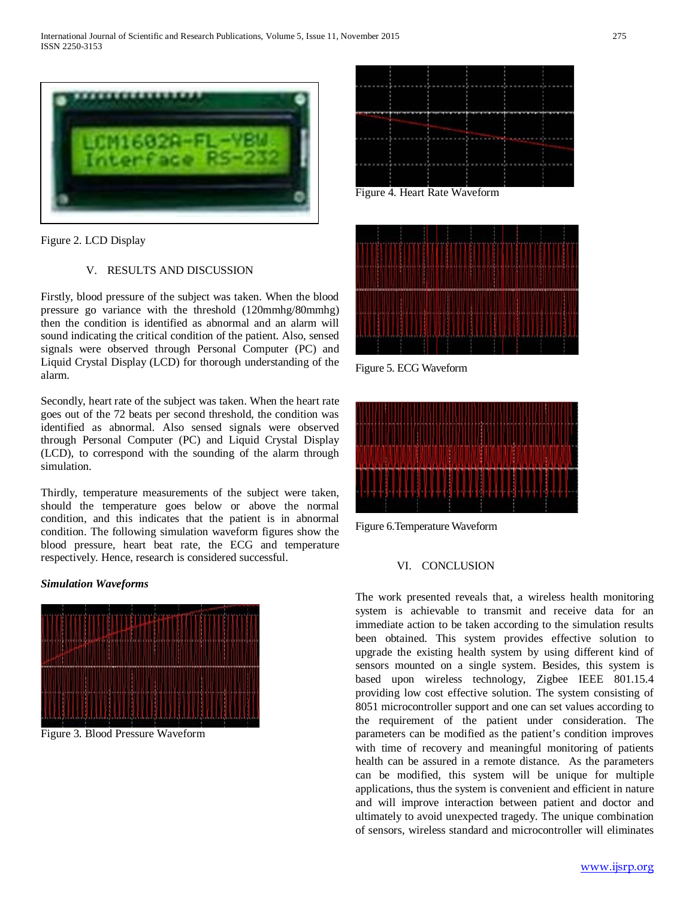Figure 2. LCD Display

## V. RESULTS AND DISCUSSION

Firstly, blood pressure of the subject was taken. When the blood pressure go variance with the threshold (120mmhg/80mmhg) then the condition is identified as abnormal and an alarm will sound indicating the critical condition of the patient. Also, sensed signals were observed through Personal Computer (PC) and Liquid Crystal Display (LCD) for thorough understanding of the alarm.

Secondly, heart rate of the subject was taken. When the heart rate goes out of the 72 beats per second threshold, the condition was identified as abnormal. Also sensed signals were observed through Personal Computer (PC) and Liquid Crystal Display (LCD), to correspond with the sounding of the alarm through simulation.

Thirdly, temperature measurements of the subject were taken, should the temperature goes below or above the normal condition, and this indicates that the patient is in abnormal condition. The following simulation waveform figures show the blood pressure, heart beat rate, the ECG and temperature respectively. Hence, research is considered successful.

***Simulation Waveforms***

Figure 3. Blood Pressure Waveform

Figure 4. Heart Rate Waveform

Figure 5. ECG Waveform

Figure 6.Temperature Waveform

## VI. CONCLUSION

The work presented reveals that, a wireless health monitoring system is achievable to transmit and receive data for an immediate action to be taken according to the simulation results been obtained. This system provides effective solution to upgrade the existing health system by using different kind of sensors mounted on a single system. Besides, this system is based upon wireless technology, Zigbee IEEE 801.15.4 providing low cost effective solution. The system consisting of 8051 microcontroller support and one can set values according to the requirement of the patient under consideration. The parameters can be modified as the patient's condition improves with time of recovery and meaningful monitoring of patients health can be assured in a remote distance. As the parameters can be modified, this system will be unique for multiple applications, thus the system is convenient and efficient in nature and will improve interaction between patient and doctor and ultimately to avoid unexpected tragedy. The unique combination of sensors, wireless standard and microcontroller will eliminates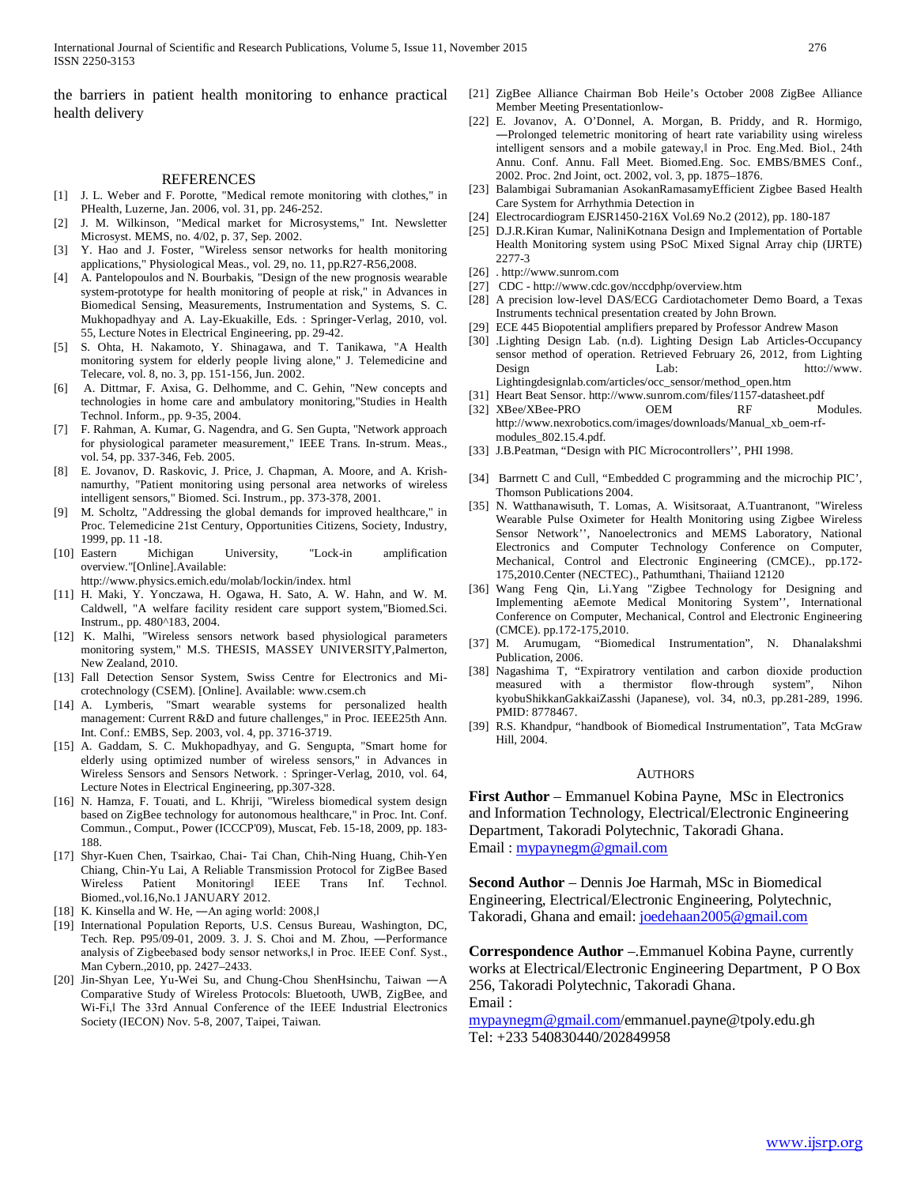the barriers in patient health monitoring to enhance practical health delivery

## REFERENCES

[1] J. L. Weber and F. Porotte, "Medical remote monitoring with clothes," in PHealth, Luzerne, Jan. 2006, vol. 31, pp. 246-252.

[2] J. M. Wilkinson, "Medical market for Microsystems," Int. Newsletter Microsyst. MEMS, no. 4/02, p. 37, Sep. 2002.

[3] Y. Hao and J. Foster, "Wireless sensor networks for health monitoring applications," Physiological Meas., vol. 29, no. 11, pp.R27-R56,2008.

[4] A. Pantelopoulos and N. Bourbakis, "Design of the new prognosis wearable system-prototype for health monitoring of people at risk," in Advances in Biomedical Sensing, Measurements, Instrumentation and Systems, S. C. Mukhopadhyay and A. Lay-Ekuakille, Eds. : Springer-Verlag, 2010, vol. 55, Lecture Notes in Electrical Engineering, pp. 29-42.

[5] S. Ohta, H. Nakamoto, Y. Shinagawa, and T. Tanikawa, "A Health monitoring system for elderly people living alone," J. Telemedicine and Telecare, vol. 8, no. 3, pp. 151-156, Jun. 2002.

[6] A. Dittmar, F. Axisa, G. Delhomme, and C. Gehin, "New concepts and technologies in home care and ambulatory monitoring,"Studies in Health Technol. Inform., pp. 9-35, 2004.

[7] F. Rahman, A. Kumar, G. Nagendra, and G. Sen Gupta, "Network approach for physiological parameter measurement," IEEE Trans. In-strum. Meas., vol. 54, pp. 337-346, Feb. 2005.

[8] E. Jovanov, D. Raskovic, J. Price, J. Chapman, A. Moore, and A. Krish-namurthy, "Patient monitoring using personal area networks of wireless intelligent sensors," Biomed. Sci. Instrum., pp. 373-378, 2001.

[9] M. Scholtz, "Addressing the global demands for improved healthcare," in Proc. Telemedicine 21st Century, Opportunities Citizens, Society, Industry, 1999, pp. 11 -18.

[10] Eastern Michigan University, "Lock-in amplification overview."[Online].Available: http://www.physics.emich.edu/molab/lockin/index. html

[11] H. Maki, Y. Yonczawa, H. Ogawa, H. Sato, A. W. Hahn, and W. M. Caldwell, "A welfare facility resident care support system,"Biomed.Sci. Instrum., pp. 480^183, 2004.

[12] K. Malhi, "Wireless sensors network based physiological parameters monitoring system," M.S. THESIS, MASSEY UNIVERSITY,Palmerton, New Zealand, 2010.

[13] Fall Detection Sensor System, Swiss Centre for Electronics and Mi-crotechnology (CSEM). [Online]. Available: www.csem.ch

[14] A. Lymberis, "Smart wearable systems for personalized health management: Current R&D and future challenges," in Proc. IEEE25th Ann. Int. Conf.: EMBS, Sep. 2003, vol. 4, pp. 3716-3719.

[15] A. Gaddam, S. C. Mukhopadhyay, and G. Sengupta, "Smart home for elderly using optimized number of wireless sensors," in Advances in Wireless Sensors and Sensors Network. : Springer-Verlag, 2010, vol. 64, Lecture Notes in Electrical Engineering, pp.307-328.

[16] N. Hamza, F. Touati, and L. Khriji, "Wireless biomedical system design based on ZigBee technology for autonomous healthcare," in Proc. Int. Conf. Commun., Comput., Power (ICCCP'09), Muscat, Feb. 15-18, 2009, pp. 183-188.

[17] Shyr-Kuen Chen, Tsairkao, Chai- Tai Chan, Chih-Ning Huang, Chih-Yen Chiang, Chin-Yu Lai, A Reliable Transmission Protocol for ZigBee Based Wireless Patient Monitoring‖ IEEE Trans Inf. Technol. Biomed.,vol.16,No.1 JANUARY 2012.

[18] K. Kinsella and W. He, ―An aging world: 2008,‖

[19] International Population Reports, U.S. Census Bureau, Washington, DC, Tech. Rep. P95/09-01, 2009. 3. J. S. Choi and M. Zhou, ―Performance analysis of Zigbeebased body sensor networks,‖ in Proc. IEEE Conf. Syst., Man Cybern.,2010, pp. 2427–2433.

[20] Jin-Shyan Lee, Yu-Wei Su, and Chung-Chou ShenHsinchu, Taiwan ―A Comparative Study of Wireless Protocols: Bluetooth, UWB, ZigBee, and Wi-Fi,‖ The 33rd Annual Conference of the IEEE Industrial Electronics Society (IECON) Nov. 5-8, 2007, Taipei, Taiwan.

[21] ZigBee Alliance Chairman Bob Heile's October 2008 ZigBee Alliance Member Meeting Presentationlow-

[22] E. Jovanov, A. O'Donnel, A. Morgan, B. Priddy, and R. Hormigo, ―Prolonged telemetric monitoring of heart rate variability using wireless intelligent sensors and a mobile gateway,‖ in Proc. Eng.Med. Biol., 24th Annu. Conf. Annu. Fall Meet. Biomed.Eng. Soc. EMBS/BMES Conf., 2002. Proc. 2nd Joint, oct. 2002, vol. 3, pp. 1875–1876.

[23] Balambigai Subramanian AsokanRamasamyEfficient Zigbee Based Health Care System for Arrhythmia Detection in

[24] Electrocardiogram EJSR1450-216X Vol.69 No.2 (2012), pp. 180-187

[25] D.J.R.Kiran Kumar, NaliniKotnana Design and Implementation of Portable Health Monitoring system using PSoC Mixed Signal Array chip (IJRTE) 2277-3

[26] . http://www.sunrom.com

[27] CDC - http://www.cdc.gov/nccdphp/overview.htm

[28] A precision low-level DAS/ECG Cardiotachometer Demo Board, a Texas Instruments technical presentation created by John Brown.

[29] ECE 445 Biopotential amplifiers prepared by Professor Andrew Mason

[30] .Lighting Design Lab. (n.d). Lighting Design Lab Articles-Occupancy sensor method of operation. Retrieved February 26, 2012, from Lighting Design Lab: htto://www. Lightingdesignlab.com/articles/occ_sensor/method_open.htm

[31] Heart Beat Sensor. http://www.sunrom.com/files/1157-datasheet.pdf

[32] XBee/XBee-PRO OEM RF Modules. http://www.nexrobotics.com/images/downloads/Manual_xb_oem-rf-modules_802.15.4.pdf.

[33] J.B.Peatman, "Design with PIC Microcontrollers'', PHI 1998.

[34] Barrnett C and Cull, "Embedded C programming and the microchip PIC', Thomson Publications 2004.

[35] N. Watthanawisuth, T. Lomas, A. Wisitsoraat, A.Tuantranont, "Wireless Wearable Pulse Oximeter for Health Monitoring using Zigbee Wireless Sensor Network'', Nanoelectronics and MEMS Laboratory, National Electronics and Computer Technology Conference on Computer, Mechanical, Control and Electronic Engineering (CMCE)., pp.172-175,2010.Center (NECTEC)., Pathumthani, Thaiiand 12120

[36] Wang Feng Qin, Li.Yang "Zigbee Technology for Designing and Implementing aEemote Medical Monitoring System'', International Conference on Computer, Mechanical, Control and Electronic Engineering (CMCE). pp.172-175,2010.

[37] M. Arumugam, "Biomedical Instrumentation", N. Dhanalakshmi Publication, 2006.

[38] Nagashima T, "Expiratrory ventilation and carbon dioxide production measured with a thermistor flow-through system", Nihon kyobuShikkanGakkaiZasshi (Japanese), vol. 34, n0.3, pp.281-289, 1996. PMID: 8778467.

[39] R.S. Khandpur, "handbook of Biomedical Instrumentation", Tata McGraw Hill, 2004.

## AUTHORS

**First Author** – Emmanuel Kobina Payne, MSc in Electronics and Information Technology, Electrical/Electronic Engineering Department, Takoradi Polytechnic, Takoradi Ghana. Email : mypaynegm@gmail.com

**Second Author** – Dennis Joe Harmah, MSc in Biomedical Engineering, Electrical/Electronic Engineering, Polytechnic, Takoradi, Ghana and email: joedehaan2005@gmail.com

**Correspondence Author** –.Emmanuel Kobina Payne, currently works at Electrical/Electronic Engineering Department, P O Box 256, Takoradi Polytechnic, Takoradi Ghana.
Email :
mypaynegm@gmail.com/emmanuel.payne@tpoly.edu.gh
Tel: +233 540830440/202849958